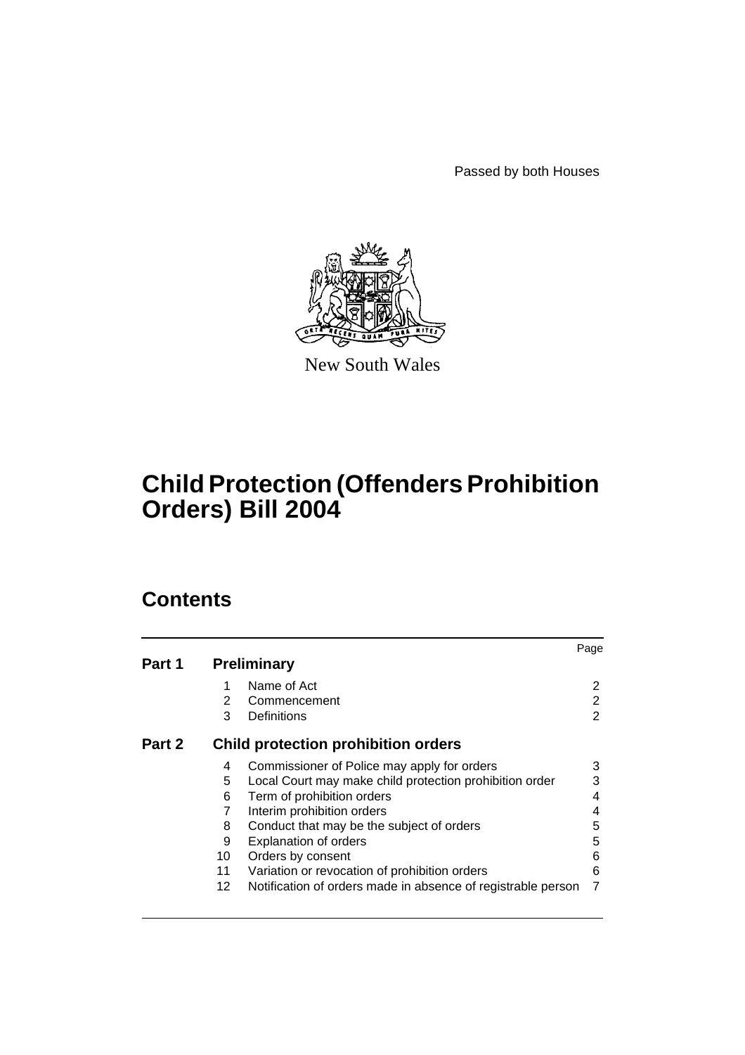Passed by both Houses

New South Wales

# Child Protection (Offenders Prohibition Orders) Bill 2004

## Contents

| | | | Page |
|---|---|---|---|
| **Part 1** | **Preliminary** | | |
| | 1 | Name of Act | 2 |
| | 2 | Commencement | 2 |
| | 3 | Definitions | 2 |
| **Part 2** | **Child protection prohibition orders** | | |
| | 4 | Commissioner of Police may apply for orders | 3 |
| | 5 | Local Court may make child protection prohibition order | 3 |
| | 6 | Term of prohibition orders | 4 |
| | 7 | Interim prohibition orders | 4 |
| | 8 | Conduct that may be the subject of orders | 5 |
| | 9 | Explanation of orders | 5 |
| | 10 | Orders by consent | 6 |
| | 11 | Variation or revocation of prohibition orders | 6 |
| | 12 | Notification of orders made in absence of registrable person | 7 |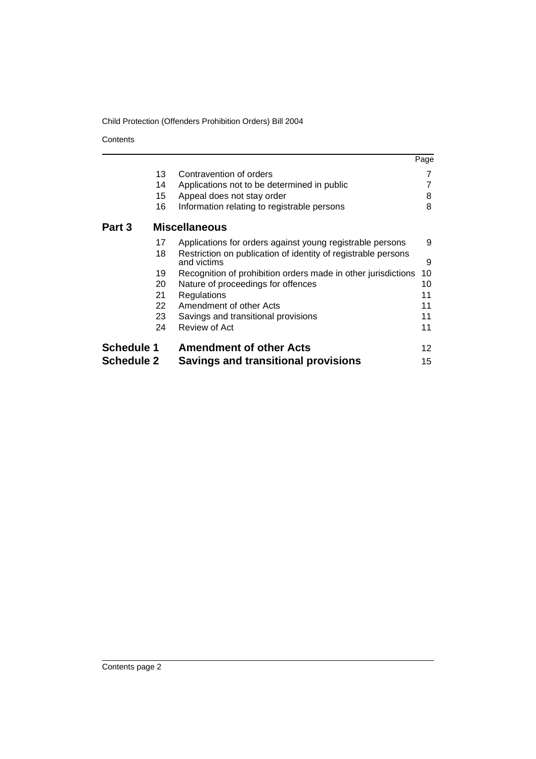| | | | Page |
|---|---|---|---|
| | 13 | Contravention of orders | 7 |
| | 14 | Applications not to be determined in public | 7 |
| | 15 | Appeal does not stay order | 8 |
| | 16 | Information relating to registrable persons | 8 |
| **Part 3** | | **Miscellaneous** | |
| | 17 | Applications for orders against young registrable persons | 9 |
| | 18 | Restriction on publication of identity of registrable persons and victims | 9 |
| | 19 | Recognition of prohibition orders made in other jurisdictions | 10 |
| | 20 | Nature of proceedings for offences | 10 |
| | 21 | Regulations | 11 |
| | 22 | Amendment of other Acts | 11 |
| | 23 | Savings and transitional provisions | 11 |
| | 24 | Review of Act | 11 |
| **Schedule 1** | | **Amendment of other Acts** | 12 |
| **Schedule 2** | | **Savings and transitional provisions** | 15 |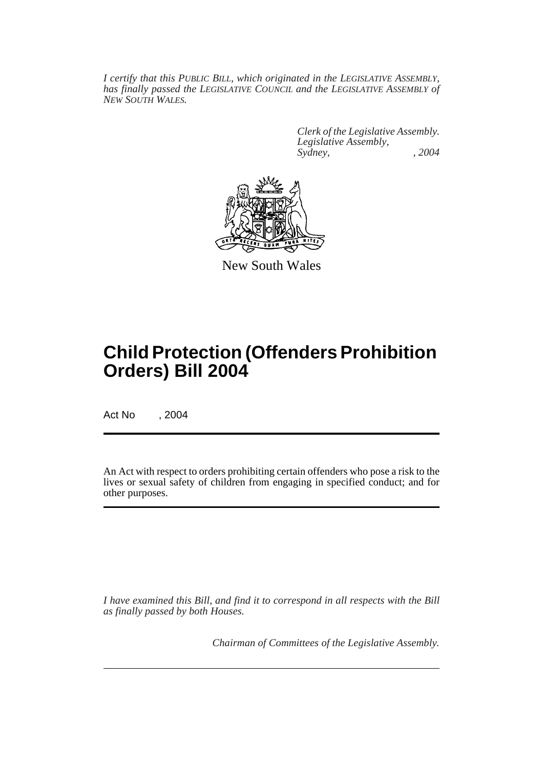*I certify that this PUBLIC BILL, which originated in the LEGISLATIVE ASSEMBLY, has finally passed the LEGISLATIVE COUNCIL and the LEGISLATIVE ASSEMBLY of NEW SOUTH WALES.*

*Clerk of the Legislative Assembly.*
*Legislative Assembly,*
*Sydney, , 2004*

New South Wales

# Child Protection (Offenders Prohibition Orders) Bill 2004

Act No , 2004

An Act with respect to orders prohibiting certain offenders who pose a risk to the lives or sexual safety of children from engaging in specified conduct; and for other purposes.

*I have examined this Bill, and find it to correspond in all respects with the Bill as finally passed by both Houses.*

*Chairman of Committees of the Legislative Assembly.*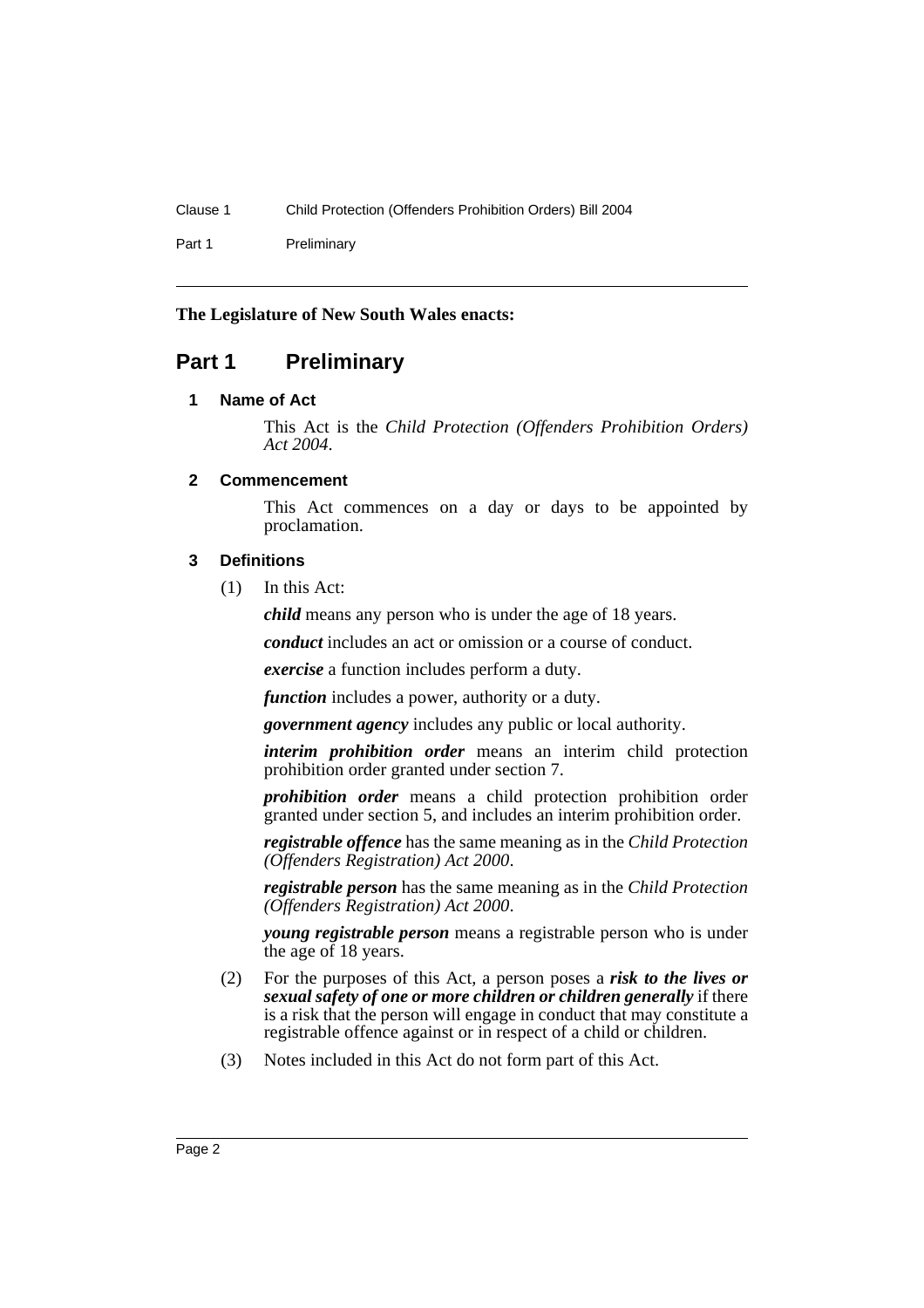**The Legislature of New South Wales enacts:**

# Part 1 Preliminary

### 1 Name of Act

This Act is the *Child Protection (Offenders Prohibition Orders) Act 2004*.

### 2 Commencement

This Act commences on a day or days to be appointed by proclamation.

### 3 Definitions

(1) In this Act:

***child*** means any person who is under the age of 18 years.

***conduct*** includes an act or omission or a course of conduct.

***exercise*** a function includes perform a duty.

***function*** includes a power, authority or a duty.

***government agency*** includes any public or local authority.

***interim prohibition order*** means an interim child protection prohibition order granted under section 7.

***prohibition order*** means a child protection prohibition order granted under section 5, and includes an interim prohibition order.

***registrable offence*** has the same meaning as in the *Child Protection (Offenders Registration) Act 2000*.

***registrable person*** has the same meaning as in the *Child Protection (Offenders Registration) Act 2000*.

***young registrable person*** means a registrable person who is under the age of 18 years.

(2) For the purposes of this Act, a person poses a ***risk to the lives or sexual safety of one or more children or children generally*** if there is a risk that the person will engage in conduct that may constitute a registrable offence against or in respect of a child or children.

(3) Notes included in this Act do not form part of this Act.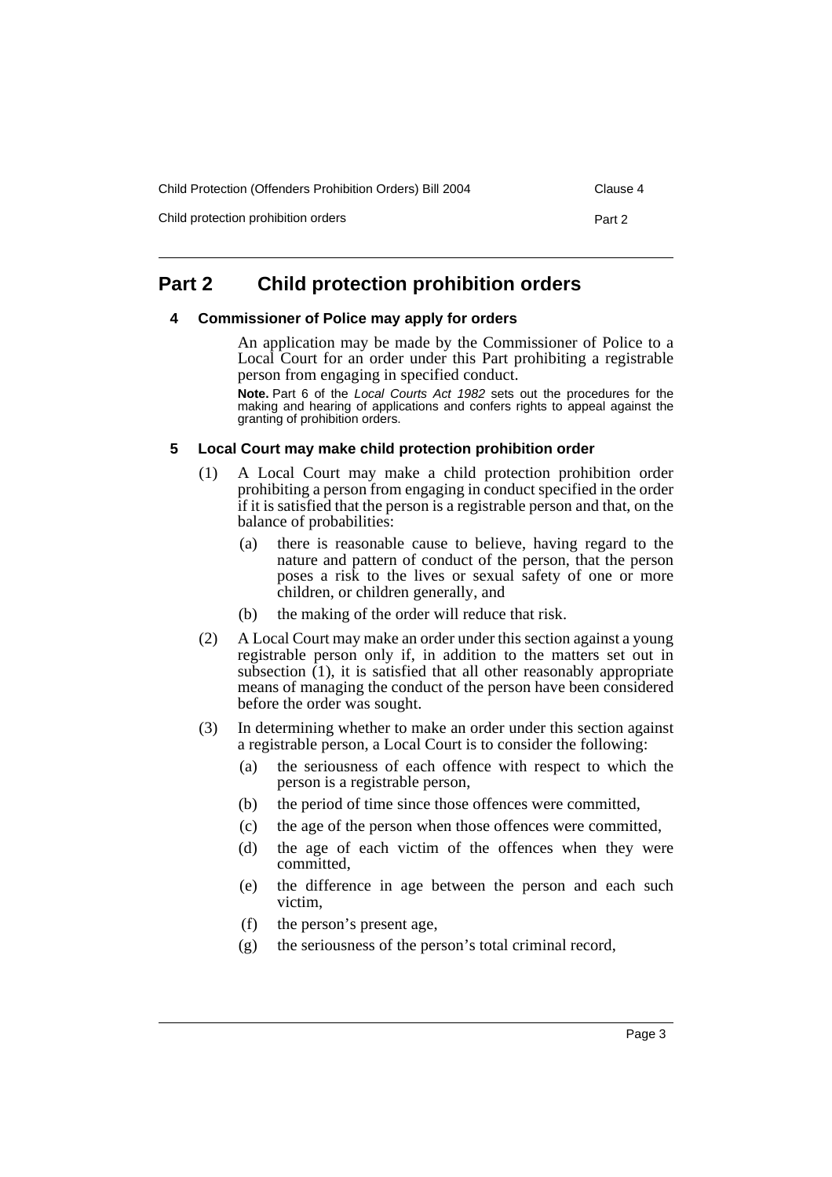## Part 2 Child protection prohibition orders

### 4 Commissioner of Police may apply for orders

An application may be made by the Commissioner of Police to a Local Court for an order under this Part prohibiting a registrable person from engaging in specified conduct.

**Note.** Part 6 of the *Local Courts Act 1982* sets out the procedures for the making and hearing of applications and confers rights to appeal against the granting of prohibition orders.

### 5 Local Court may make child protection prohibition order

(1) A Local Court may make a child protection prohibition order prohibiting a person from engaging in conduct specified in the order if it is satisfied that the person is a registrable person and that, on the balance of probabilities:

- (a) there is reasonable cause to believe, having regard to the nature and pattern of conduct of the person, that the person poses a risk to the lives or sexual safety of one or more children, or children generally, and
- (b) the making of the order will reduce that risk.

(2) A Local Court may make an order under this section against a young registrable person only if, in addition to the matters set out in subsection (1), it is satisfied that all other reasonably appropriate means of managing the conduct of the person have been considered before the order was sought.

(3) In determining whether to make an order under this section against a registrable person, a Local Court is to consider the following:

- (a) the seriousness of each offence with respect to which the person is a registrable person,
- (b) the period of time since those offences were committed,
- (c) the age of the person when those offences were committed,
- (d) the age of each victim of the offences when they were committed,
- (e) the difference in age between the person and each such victim,
- (f) the person's present age,
- (g) the seriousness of the person's total criminal record,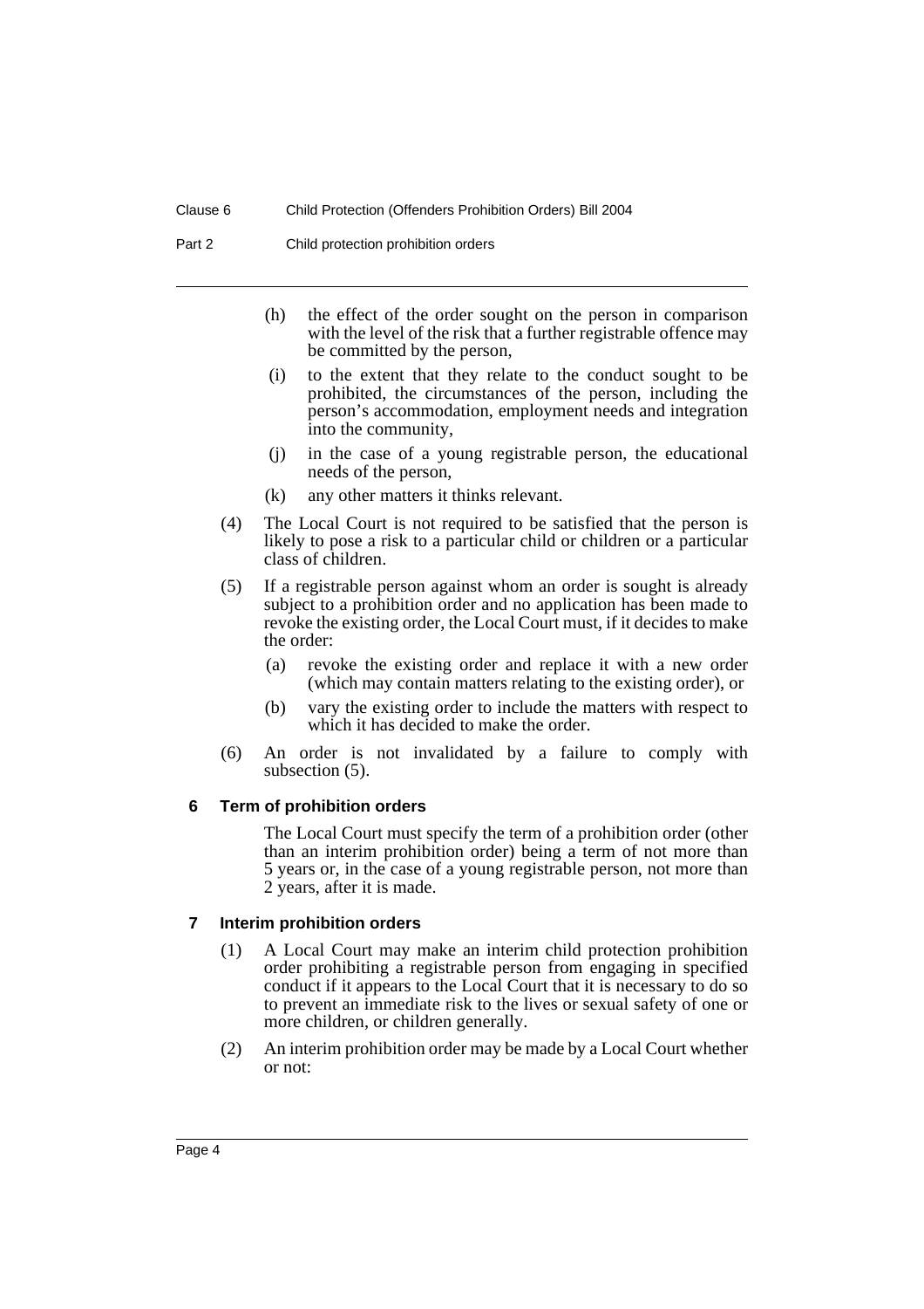(h) the effect of the order sought on the person in comparison with the level of the risk that a further registrable offence may be committed by the person,

(i) to the extent that they relate to the conduct sought to be prohibited, the circumstances of the person, including the person's accommodation, employment needs and integration into the community,

(j) in the case of a young registrable person, the educational needs of the person,

(k) any other matters it thinks relevant.

(4) The Local Court is not required to be satisfied that the person is likely to pose a risk to a particular child or children or a particular class of children.

(5) If a registrable person against whom an order is sought is already subject to a prohibition order and no application has been made to revoke the existing order, the Local Court must, if it decides to make the order:

(a) revoke the existing order and replace it with a new order (which may contain matters relating to the existing order), or

(b) vary the existing order to include the matters with respect to which it has decided to make the order.

(6) An order is not invalidated by a failure to comply with subsection (5).

### 6 Term of prohibition orders

The Local Court must specify the term of a prohibition order (other than an interim prohibition order) being a term of not more than 5 years or, in the case of a young registrable person, not more than 2 years, after it is made.

### 7 Interim prohibition orders

(1) A Local Court may make an interim child protection prohibition order prohibiting a registrable person from engaging in specified conduct if it appears to the Local Court that it is necessary to do so to prevent an immediate risk to the lives or sexual safety of one or more children, or children generally.

(2) An interim prohibition order may be made by a Local Court whether or not: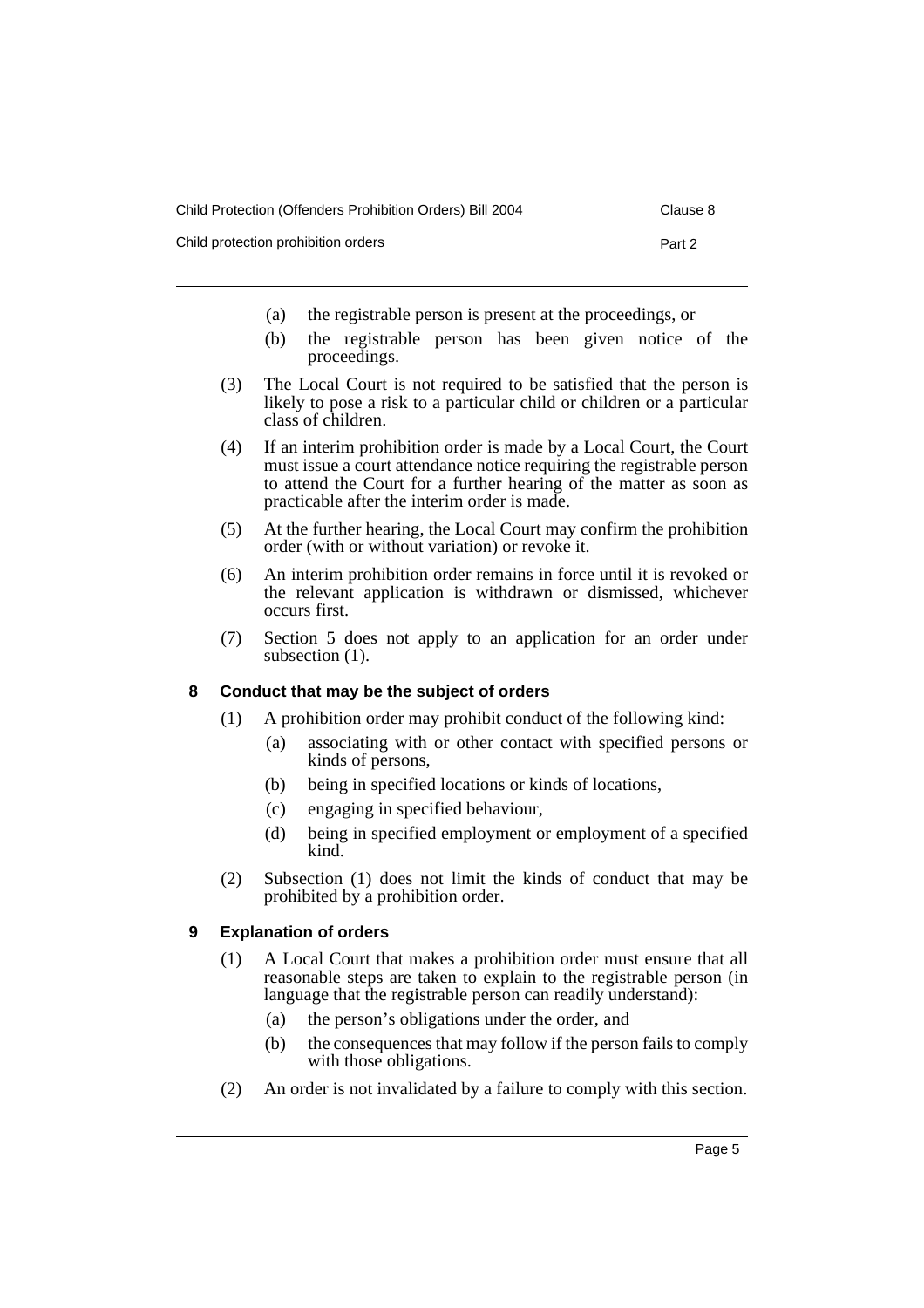(a) the registrable person is present at the proceedings, or

(b) the registrable person has been given notice of the proceedings.

(3) The Local Court is not required to be satisfied that the person is likely to pose a risk to a particular child or children or a particular class of children.

(4) If an interim prohibition order is made by a Local Court, the Court must issue a court attendance notice requiring the registrable person to attend the Court for a further hearing of the matter as soon as practicable after the interim order is made.

(5) At the further hearing, the Local Court may confirm the prohibition order (with or without variation) or revoke it.

(6) An interim prohibition order remains in force until it is revoked or the relevant application is withdrawn or dismissed, whichever occurs first.

(7) Section 5 does not apply to an application for an order under subsection (1).

### 8 Conduct that may be the subject of orders

(1) A prohibition order may prohibit conduct of the following kind:

(a) associating with or other contact with specified persons or kinds of persons,

(b) being in specified locations or kinds of locations,

(c) engaging in specified behaviour,

(d) being in specified employment or employment of a specified kind.

(2) Subsection (1) does not limit the kinds of conduct that may be prohibited by a prohibition order.

### 9 Explanation of orders

(1) A Local Court that makes a prohibition order must ensure that all reasonable steps are taken to explain to the registrable person (in language that the registrable person can readily understand):

(a) the person's obligations under the order, and

(b) the consequences that may follow if the person fails to comply with those obligations.

(2) An order is not invalidated by a failure to comply with this section.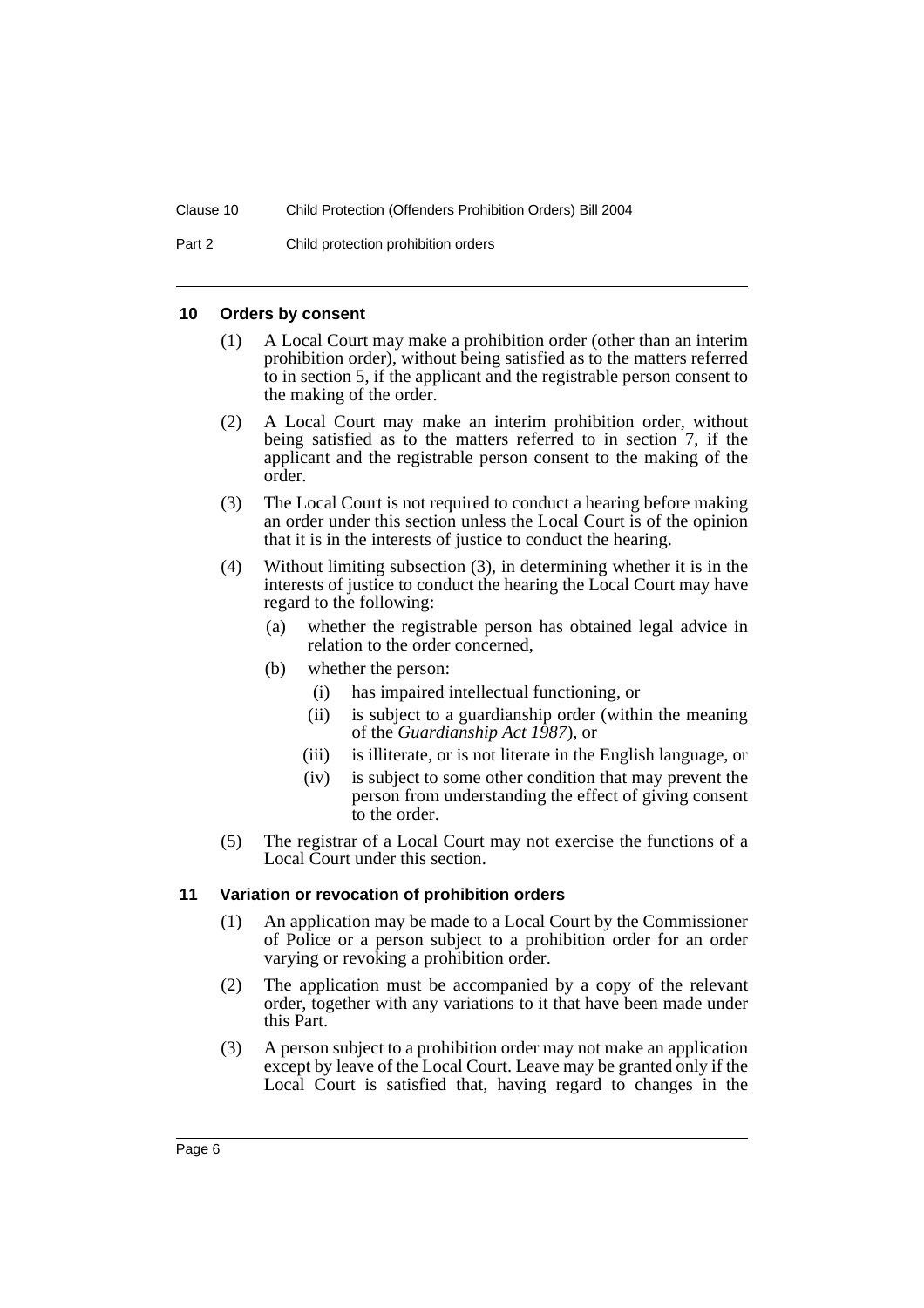### 10 Orders by consent

(1) A Local Court may make a prohibition order (other than an interim prohibition order), without being satisfied as to the matters referred to in section 5, if the applicant and the registrable person consent to the making of the order.

(2) A Local Court may make an interim prohibition order, without being satisfied as to the matters referred to in section 7, if the applicant and the registrable person consent to the making of the order.

(3) The Local Court is not required to conduct a hearing before making an order under this section unless the Local Court is of the opinion that it is in the interests of justice to conduct the hearing.

(4) Without limiting subsection (3), in determining whether it is in the interests of justice to conduct the hearing the Local Court may have regard to the following:

- (a) whether the registrable person has obtained legal advice in relation to the order concerned,
- (b) whether the person:
  - (i) has impaired intellectual functioning, or
  - (ii) is subject to a guardianship order (within the meaning of the *Guardianship Act 1987*), or
  - (iii) is illiterate, or is not literate in the English language, or
  - (iv) is subject to some other condition that may prevent the person from understanding the effect of giving consent to the order.

(5) The registrar of a Local Court may not exercise the functions of a Local Court under this section.

### 11 Variation or revocation of prohibition orders

(1) An application may be made to a Local Court by the Commissioner of Police or a person subject to a prohibition order for an order varying or revoking a prohibition order.

(2) The application must be accompanied by a copy of the relevant order, together with any variations to it that have been made under this Part.

(3) A person subject to a prohibition order may not make an application except by leave of the Local Court. Leave may be granted only if the Local Court is satisfied that, having regard to changes in the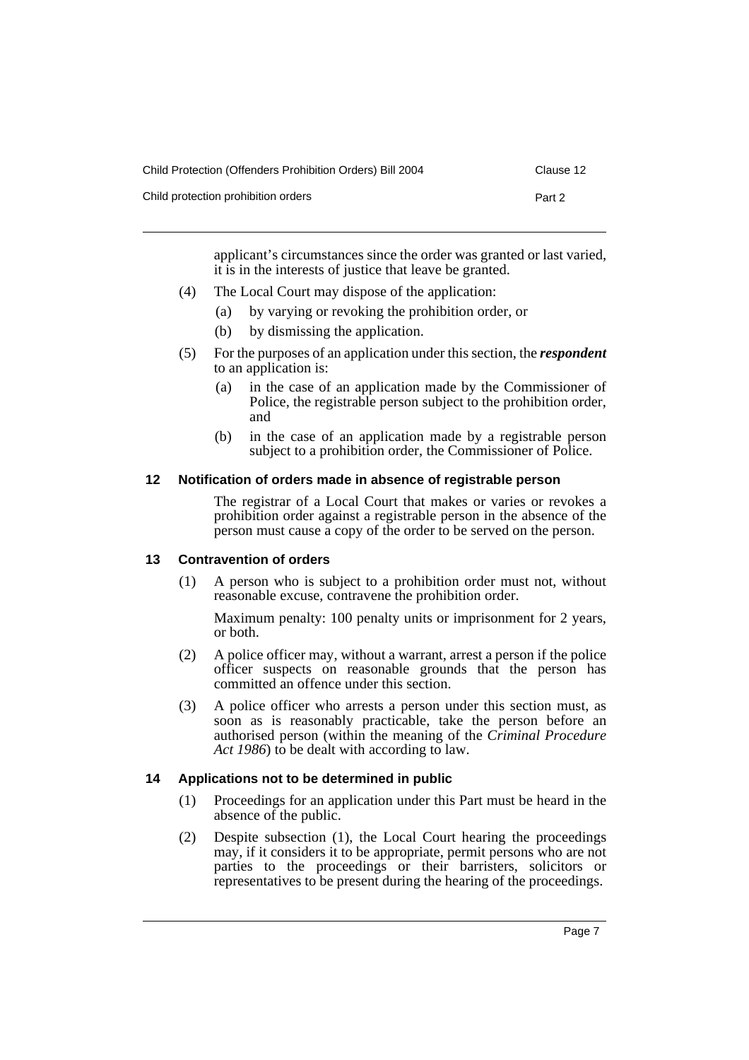applicant's circumstances since the order was granted or last varied, it is in the interests of justice that leave be granted.

(4) The Local Court may dispose of the application:

(a) by varying or revoking the prohibition order, or

(b) by dismissing the application.

(5) For the purposes of an application under this section, the ***respondent*** to an application is:

(a) in the case of an application made by the Commissioner of Police, the registrable person subject to the prohibition order, and

(b) in the case of an application made by a registrable person subject to a prohibition order, the Commissioner of Police.

### 12 Notification of orders made in absence of registrable person

The registrar of a Local Court that makes or varies or revokes a prohibition order against a registrable person in the absence of the person must cause a copy of the order to be served on the person.

### 13 Contravention of orders

(1) A person who is subject to a prohibition order must not, without reasonable excuse, contravene the prohibition order.

Maximum penalty: 100 penalty units or imprisonment for 2 years, or both.

(2) A police officer may, without a warrant, arrest a person if the police officer suspects on reasonable grounds that the person has committed an offence under this section.

(3) A police officer who arrests a person under this section must, as soon as is reasonably practicable, take the person before an authorised person (within the meaning of the *Criminal Procedure Act 1986*) to be dealt with according to law.

### 14 Applications not to be determined in public

(1) Proceedings for an application under this Part must be heard in the absence of the public.

(2) Despite subsection (1), the Local Court hearing the proceedings may, if it considers it to be appropriate, permit persons who are not parties to the proceedings or their barristers, solicitors or representatives to be present during the hearing of the proceedings.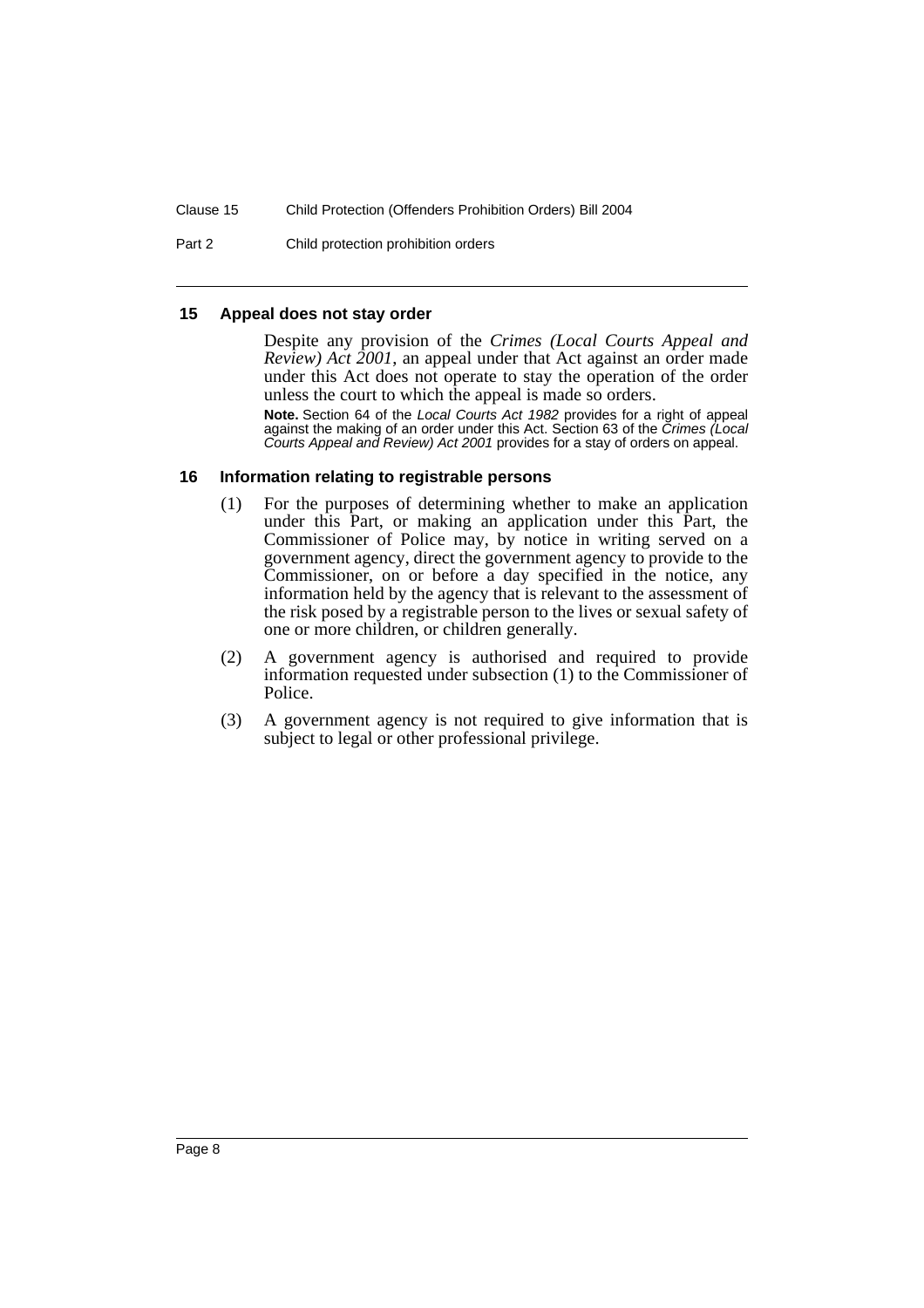#### 15 Appeal does not stay order

Despite any provision of the *Crimes (Local Courts Appeal and Review) Act 2001*, an appeal under that Act against an order made under this Act does not operate to stay the operation of the order unless the court to which the appeal is made so orders.

**Note.** Section 64 of the *Local Courts Act 1982* provides for a right of appeal against the making of an order under this Act. Section 63 of the *Crimes (Local Courts Appeal and Review) Act 2001* provides for a stay of orders on appeal.

#### 16 Information relating to registrable persons

(1) For the purposes of determining whether to make an application under this Part, or making an application under this Part, the Commissioner of Police may, by notice in writing served on a government agency, direct the government agency to provide to the Commissioner, on or before a day specified in the notice, any information held by the agency that is relevant to the assessment of the risk posed by a registrable person to the lives or sexual safety of one or more children, or children generally.

(2) A government agency is authorised and required to provide information requested under subsection (1) to the Commissioner of Police.

(3) A government agency is not required to give information that is subject to legal or other professional privilege.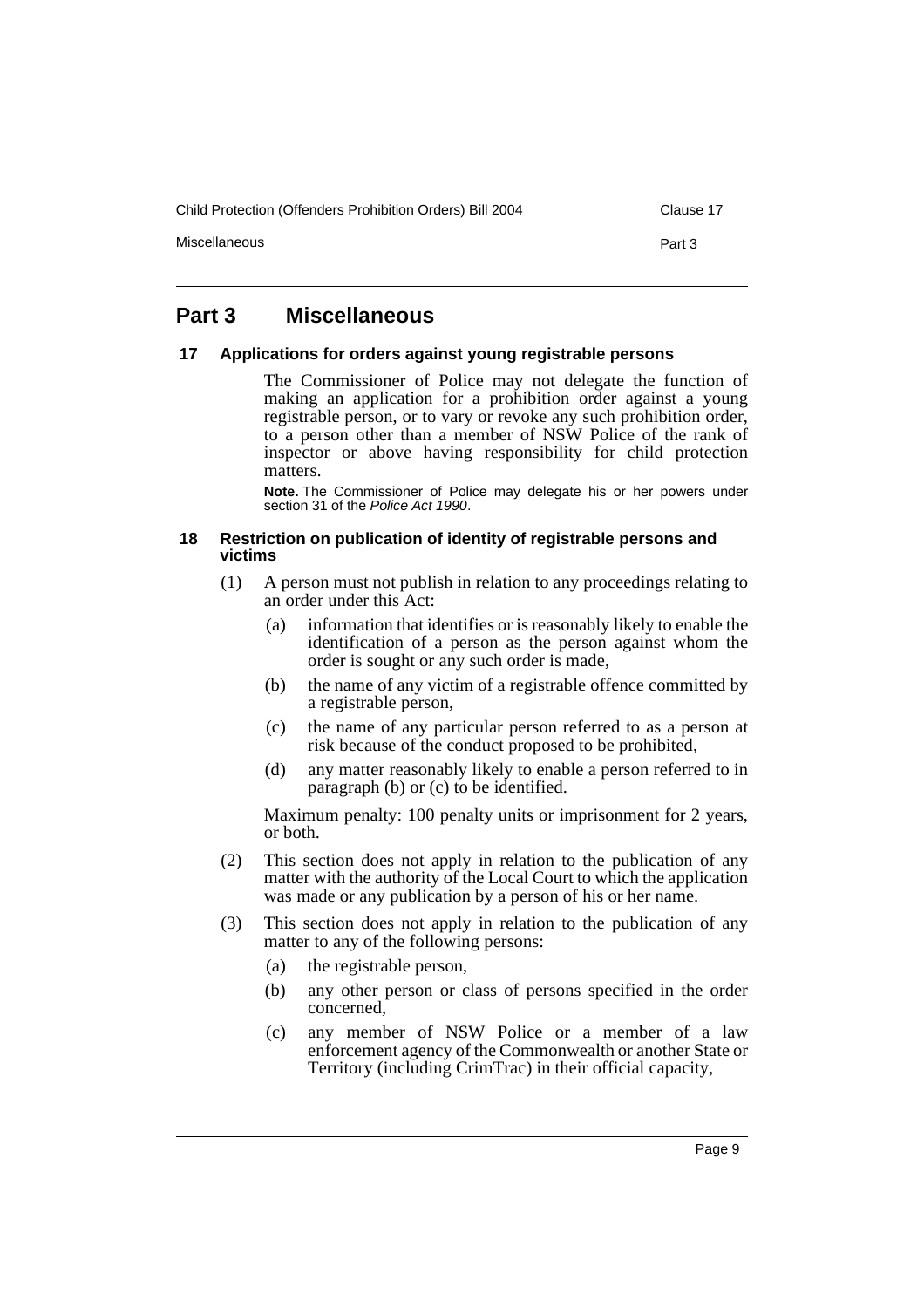# Part 3 Miscellaneous

## 17 Applications for orders against young registrable persons

The Commissioner of Police may not delegate the function of making an application for a prohibition order against a young registrable person, or to vary or revoke any such prohibition order, to a person other than a member of NSW Police of the rank of inspector or above having responsibility for child protection matters.

**Note.** The Commissioner of Police may delegate his or her powers under section 31 of the *Police Act 1990*.

## 18 Restriction on publication of identity of registrable persons and victims

(1) A person must not publish in relation to any proceedings relating to an order under this Act:

- (a) information that identifies or is reasonably likely to enable the identification of a person as the person against whom the order is sought or any such order is made,
- (b) the name of any victim of a registrable offence committed by a registrable person,
- (c) the name of any particular person referred to as a person at risk because of the conduct proposed to be prohibited,
- (d) any matter reasonably likely to enable a person referred to in paragraph (b) or (c) to be identified.

Maximum penalty: 100 penalty units or imprisonment for 2 years, or both.

(2) This section does not apply in relation to the publication of any matter with the authority of the Local Court to which the application was made or any publication by a person of his or her name.

(3) This section does not apply in relation to the publication of any matter to any of the following persons:

- (a) the registrable person,
- (b) any other person or class of persons specified in the order concerned,
- (c) any member of NSW Police or a member of a law enforcement agency of the Commonwealth or another State or Territory (including CrimTrac) in their official capacity,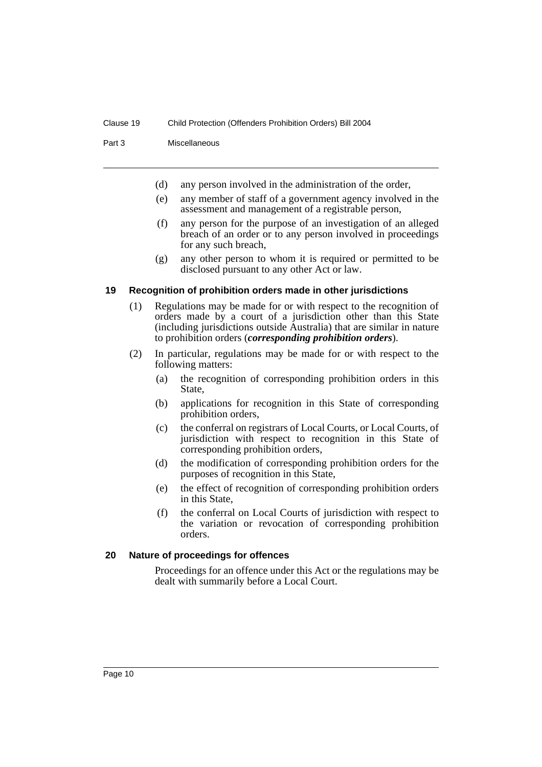(d) any person involved in the administration of the order,

(e) any member of staff of a government agency involved in the assessment and management of a registrable person,

(f) any person for the purpose of an investigation of an alleged breach of an order or to any person involved in proceedings for any such breach,

(g) any other person to whom it is required or permitted to be disclosed pursuant to any other Act or law.

### 19 Recognition of prohibition orders made in other jurisdictions

(1) Regulations may be made for or with respect to the recognition of orders made by a court of a jurisdiction other than this State (including jurisdictions outside Australia) that are similar in nature to prohibition orders (***corresponding prohibition orders***).

(2) In particular, regulations may be made for or with respect to the following matters:

(a) the recognition of corresponding prohibition orders in this State,

(b) applications for recognition in this State of corresponding prohibition orders,

(c) the conferral on registrars of Local Courts, or Local Courts, of jurisdiction with respect to recognition in this State of corresponding prohibition orders,

(d) the modification of corresponding prohibition orders for the purposes of recognition in this State,

(e) the effect of recognition of corresponding prohibition orders in this State,

(f) the conferral on Local Courts of jurisdiction with respect to the variation or revocation of corresponding prohibition orders.

### 20 Nature of proceedings for offences

Proceedings for an offence under this Act or the regulations may be dealt with summarily before a Local Court.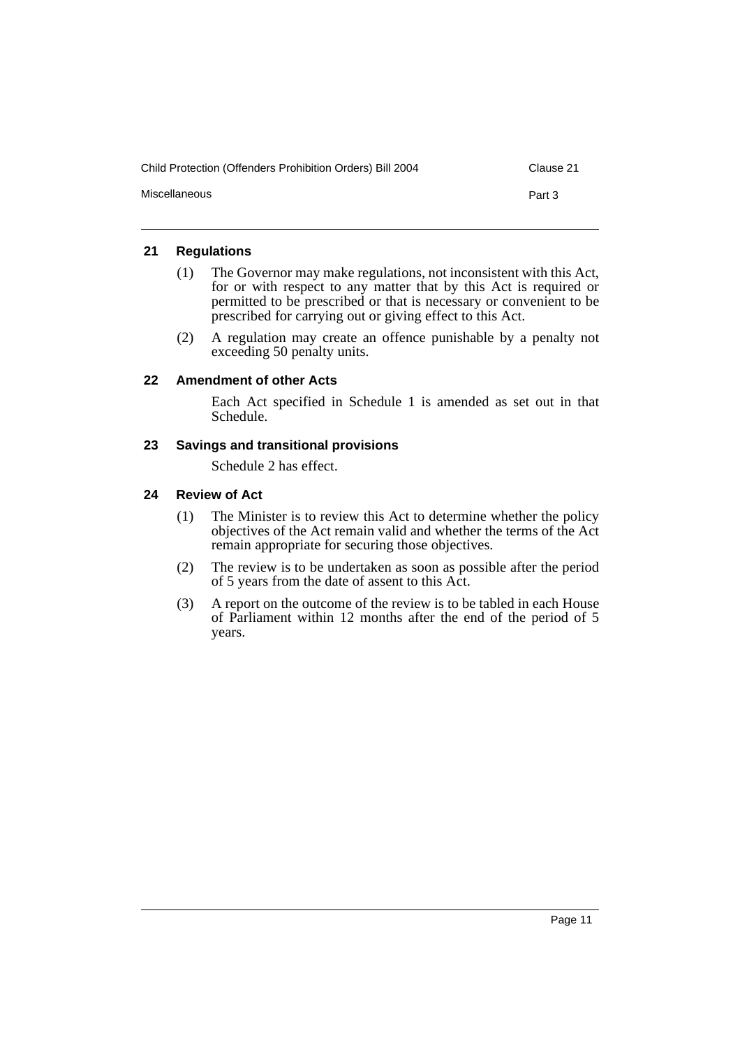### 21 Regulations

(1) The Governor may make regulations, not inconsistent with this Act, for or with respect to any matter that by this Act is required or permitted to be prescribed or that is necessary or convenient to be prescribed for carrying out or giving effect to this Act.

(2) A regulation may create an offence punishable by a penalty not exceeding 50 penalty units.

### 22 Amendment of other Acts

Each Act specified in Schedule 1 is amended as set out in that Schedule.

### 23 Savings and transitional provisions

Schedule 2 has effect.

### 24 Review of Act

(1) The Minister is to review this Act to determine whether the policy objectives of the Act remain valid and whether the terms of the Act remain appropriate for securing those objectives.

(2) The review is to be undertaken as soon as possible after the period of 5 years from the date of assent to this Act.

(3) A report on the outcome of the review is to be tabled in each House of Parliament within 12 months after the end of the period of 5 years.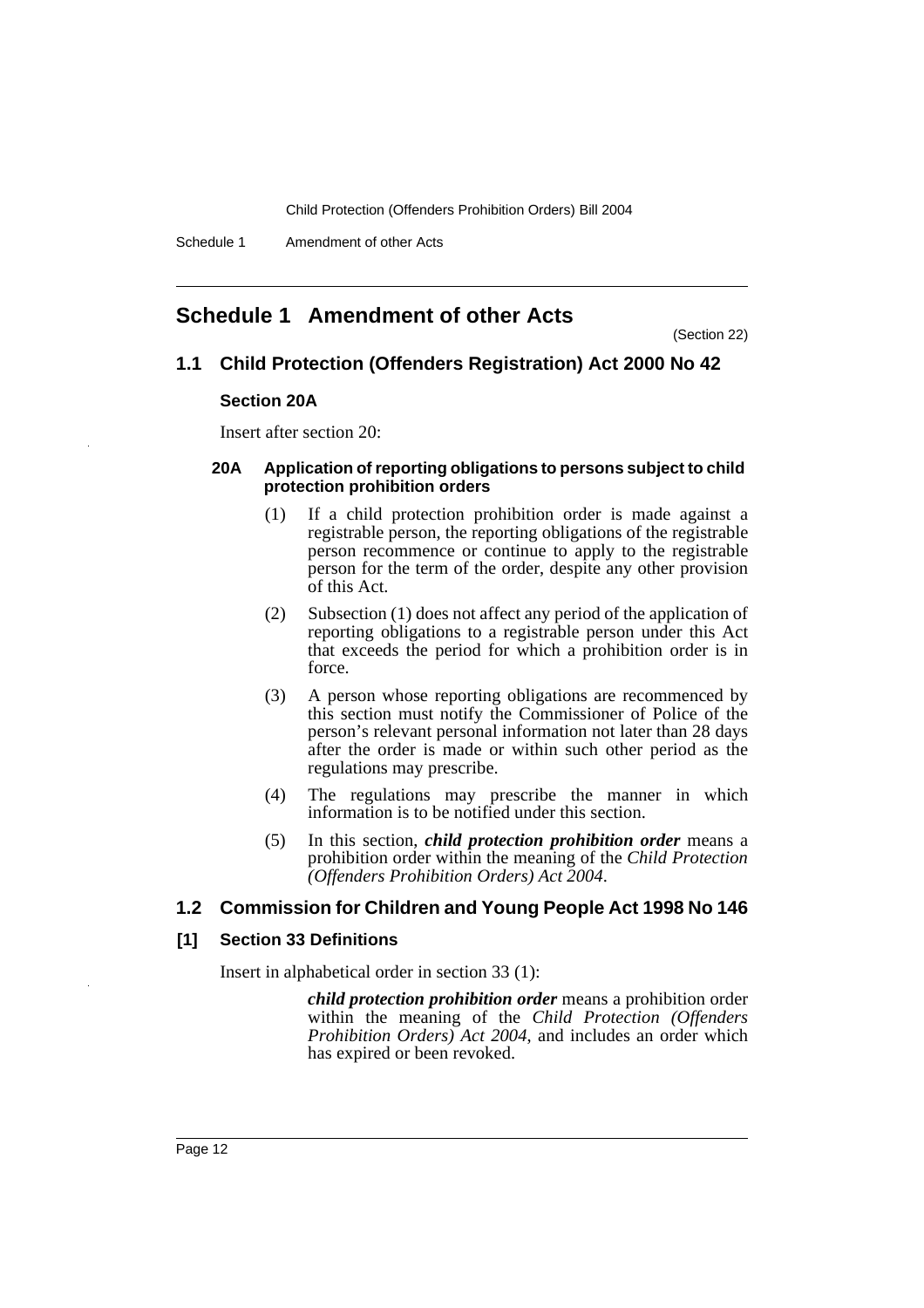## Schedule 1 Amendment of other Acts

(Section 22)

### 1.1 Child Protection (Offenders Registration) Act 2000 No 42

#### Section 20A

Insert after section 20:

**20A Application of reporting obligations to persons subject to child protection prohibition orders**

(1) If a child protection prohibition order is made against a registrable person, the reporting obligations of the registrable person recommence or continue to apply to the registrable person for the term of the order, despite any other provision of this Act.

(2) Subsection (1) does not affect any period of the application of reporting obligations to a registrable person under this Act that exceeds the period for which a prohibition order is in force.

(3) A person whose reporting obligations are recommenced by this section must notify the Commissioner of Police of the person's relevant personal information not later than 28 days after the order is made or within such other period as the regulations may prescribe.

(4) The regulations may prescribe the manner in which information is to be notified under this section.

(5) In this section, ***child protection prohibition order*** means a prohibition order within the meaning of the *Child Protection (Offenders Prohibition Orders) Act 2004*.

### 1.2 Commission for Children and Young People Act 1998 No 146

#### [1] Section 33 Definitions

Insert in alphabetical order in section 33 (1):

***child protection prohibition order*** means a prohibition order within the meaning of the *Child Protection (Offenders Prohibition Orders) Act 2004*, and includes an order which has expired or been revoked.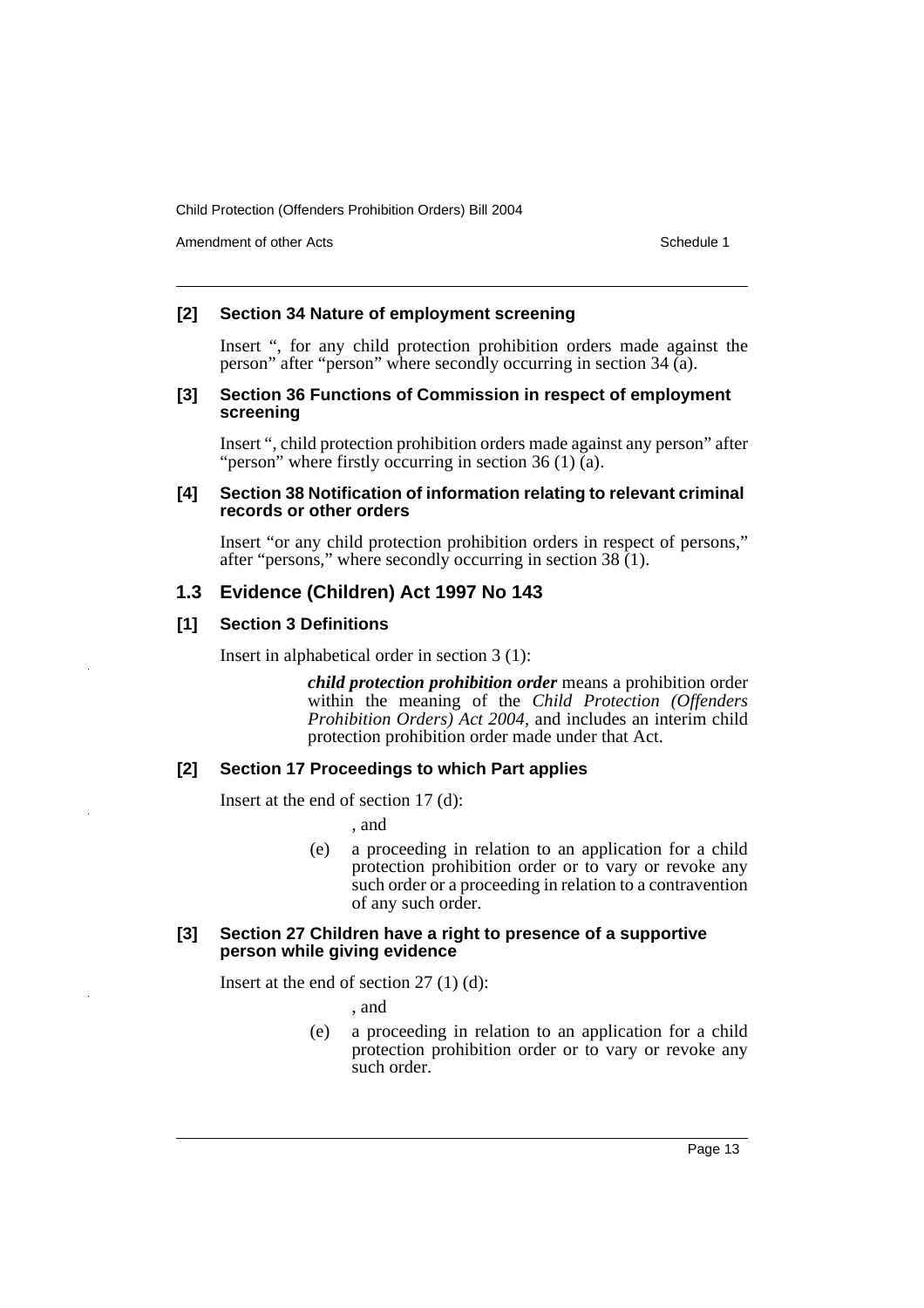### [2] Section 34 Nature of employment screening

Insert ", for any child protection prohibition orders made against the person" after "person" where secondly occurring in section 34 (a).

### [3] Section 36 Functions of Commission in respect of employment screening

Insert ", child protection prohibition orders made against any person" after "person" where firstly occurring in section 36 (1) (a).

### [4] Section 38 Notification of information relating to relevant criminal records or other orders

Insert "or any child protection prohibition orders in respect of persons," after "persons," where secondly occurring in section 38 (1).

## 1.3 Evidence (Children) Act 1997 No 143

### [1] Section 3 Definitions

Insert in alphabetical order in section 3 (1):

> ***child protection prohibition order*** means a prohibition order within the meaning of the *Child Protection (Offenders Prohibition Orders) Act 2004*, and includes an interim child protection prohibition order made under that Act.

### [2] Section 17 Proceedings to which Part applies

Insert at the end of section 17 (d):

> , and
>
> (e) a proceeding in relation to an application for a child protection prohibition order or to vary or revoke any such order or a proceeding in relation to a contravention of any such order.

### [3] Section 27 Children have a right to presence of a supportive person while giving evidence

Insert at the end of section 27 (1) (d):

> , and
>
> (e) a proceeding in relation to an application for a child protection prohibition order or to vary or revoke any such order.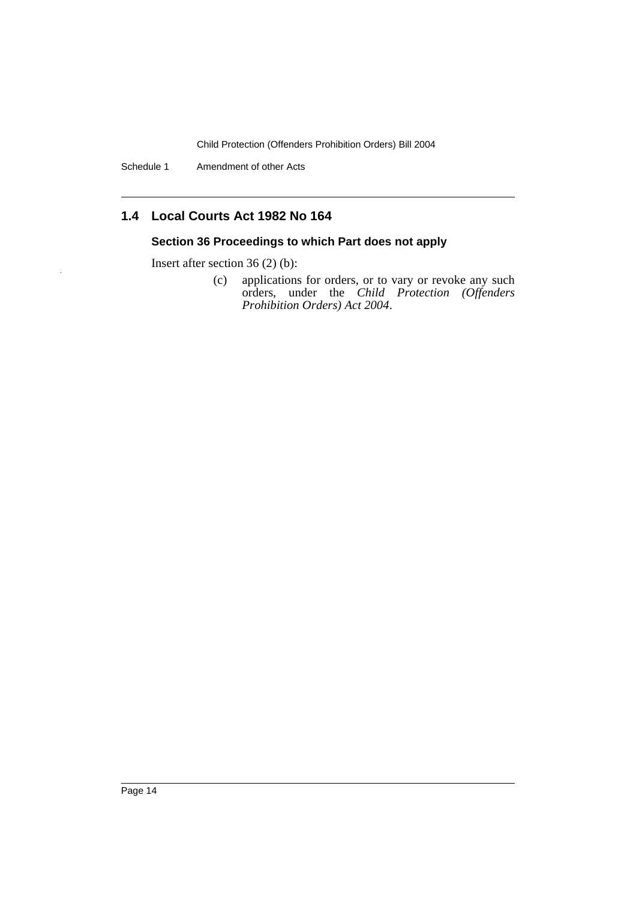## 1.4 Local Courts Act 1982 No 164

### Section 36 Proceedings to which Part does not apply

Insert after section 36 (2) (b):

> (c) applications for orders, or to vary or revoke any such orders, under the *Child Protection (Offenders Prohibition Orders) Act 2004*.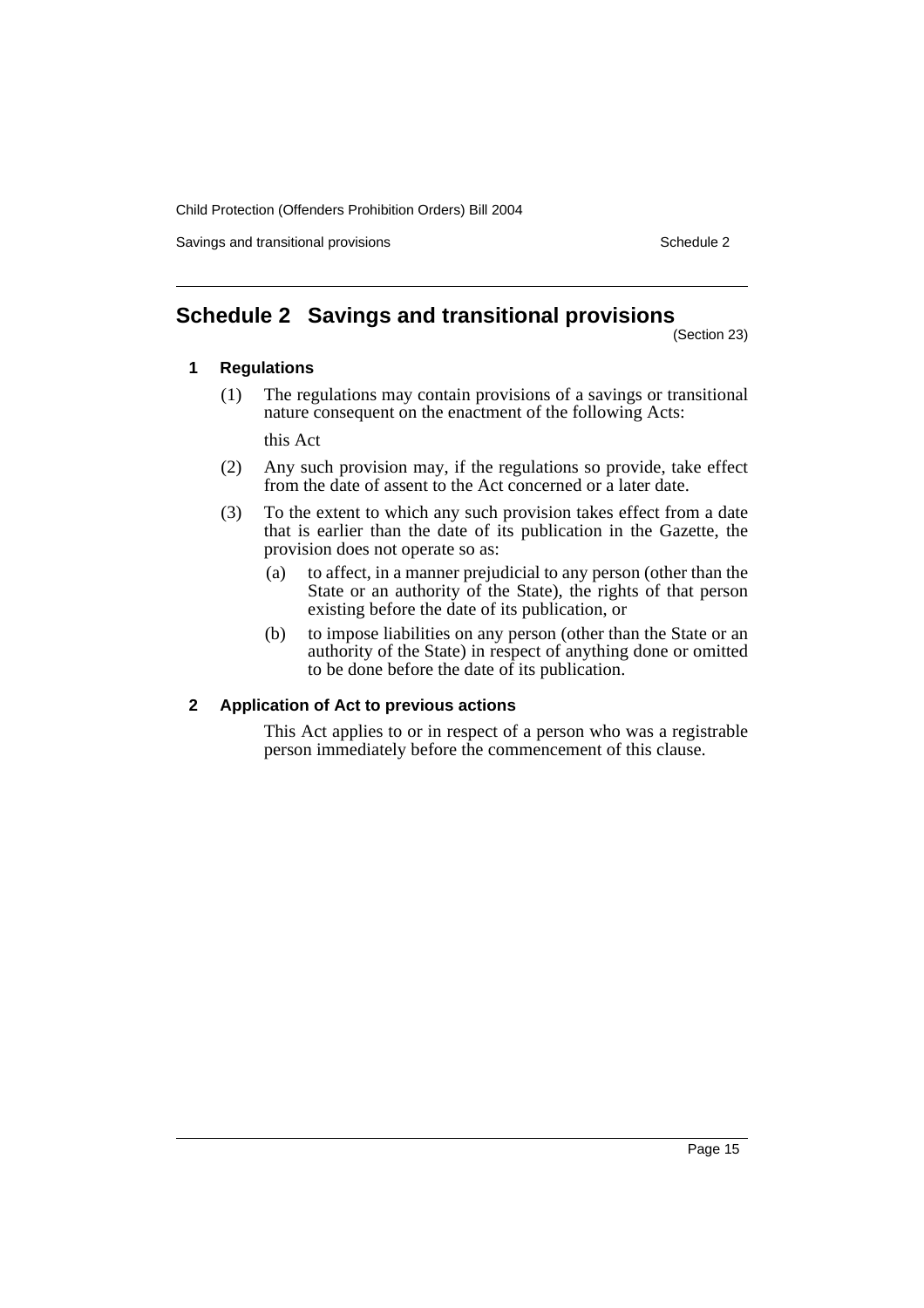# Schedule 2 Savings and transitional provisions

(Section 23)

## 1 Regulations

(1) The regulations may contain provisions of a savings or transitional nature consequent on the enactment of the following Acts:

this Act

(2) Any such provision may, if the regulations so provide, take effect from the date of assent to the Act concerned or a later date.

(3) To the extent to which any such provision takes effect from a date that is earlier than the date of its publication in the Gazette, the provision does not operate so as:

(a) to affect, in a manner prejudicial to any person (other than the State or an authority of the State), the rights of that person existing before the date of its publication, or

(b) to impose liabilities on any person (other than the State or an authority of the State) in respect of anything done or omitted to be done before the date of its publication.

## 2 Application of Act to previous actions

This Act applies to or in respect of a person who was a registrable person immediately before the commencement of this clause.